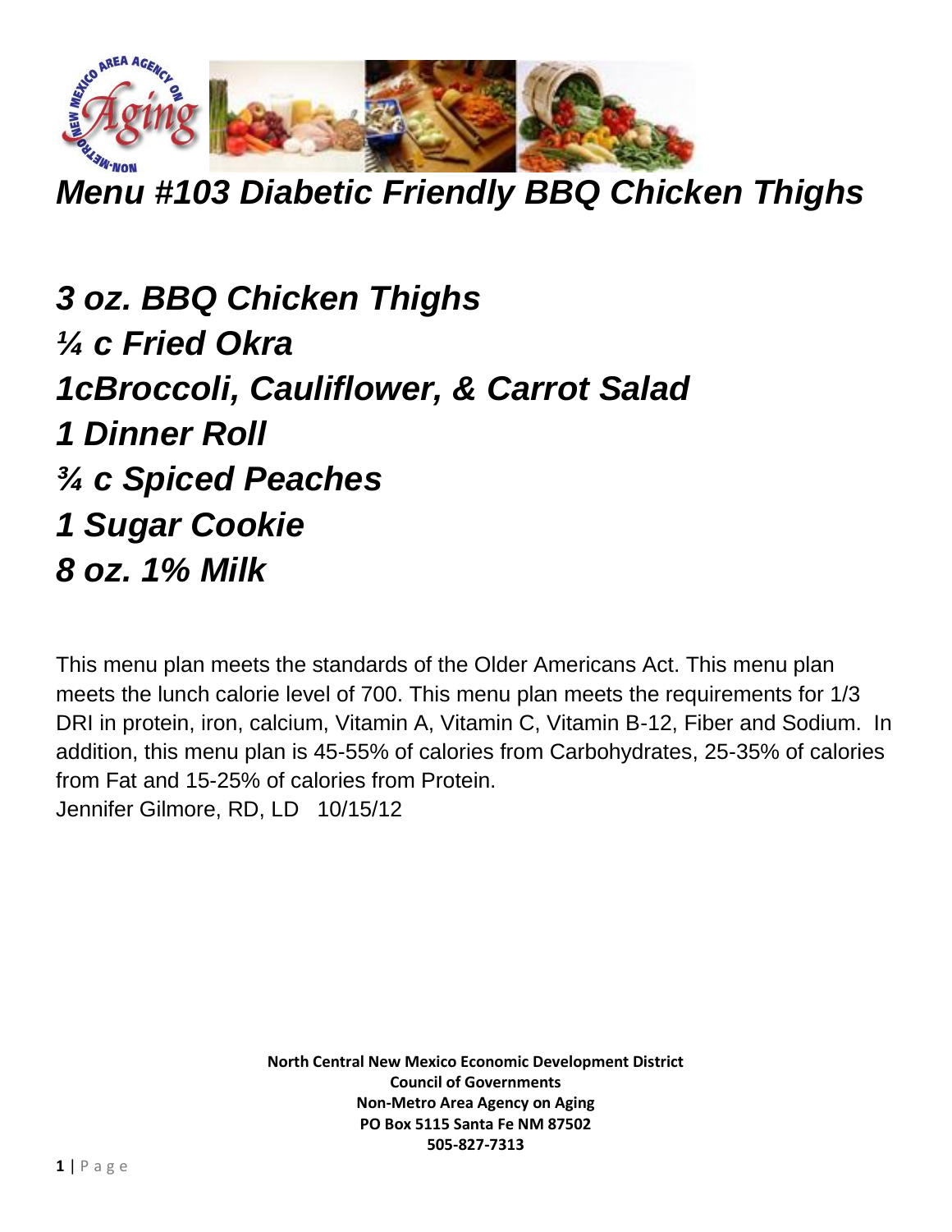# *Menu #103 Diabetic Friendly BBQ Chicken Thighs*

***3 oz. BBQ Chicken Thighs***
***¼ c Fried Okra***
***1cBroccoli, Cauliflower, & Carrot Salad***
***1 Dinner Roll***
***¾ c Spiced Peaches***
***1 Sugar Cookie***
***8 oz. 1% Milk***

This menu plan meets the standards of the Older Americans Act. This menu plan meets the lunch calorie level of 700. This menu plan meets the requirements for 1/3 DRI in protein, iron, calcium, Vitamin A, Vitamin C, Vitamin B-12, Fiber and Sodium. In addition, this menu plan is 45-55% of calories from Carbohydrates, 25-35% of calories from Fat and 15-25% of calories from Protein.
Jennifer Gilmore, RD, LD 10/15/12

**North Central New Mexico Economic Development District**
**Council of Governments**
**Non-Metro Area Agency on Aging**
**PO Box 5115 Santa Fe NM 87502**
**505-827-7313**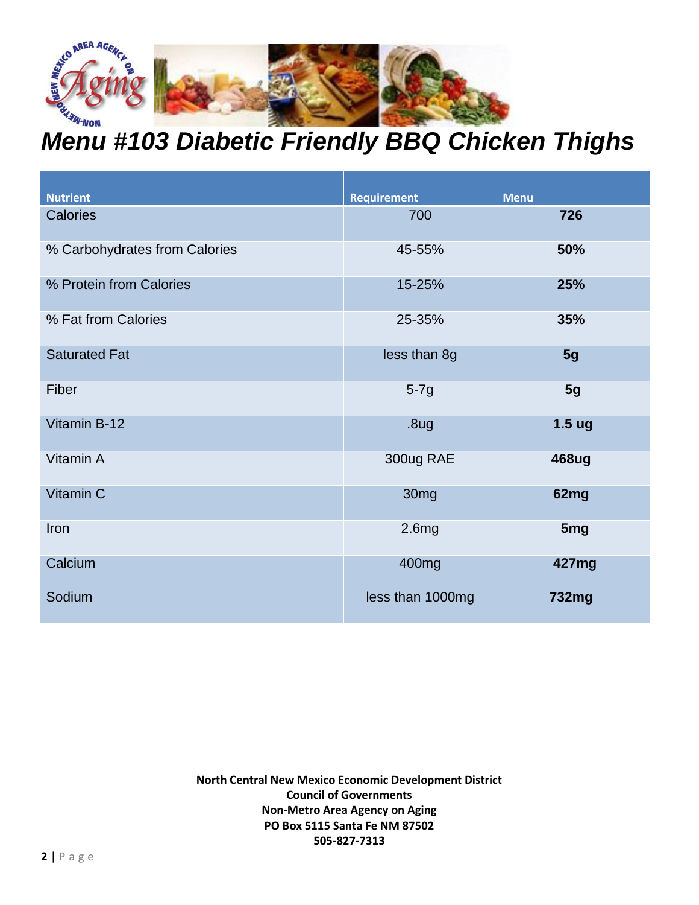# *Menu #103 Diabetic Friendly BBQ Chicken Thighs*

| Nutrient | Requirement | Menu |
|---|---|---|
| Calories | 700 | **726** |
| % Carbohydrates from Calories | 45-55% | **50%** |
| % Protein from Calories | 15-25% | **25%** |
| % Fat from Calories | 25-35% | **35%** |
| Saturated Fat | less than 8g | **5g** |
| Fiber | 5-7g | **5g** |
| Vitamin B-12 | .8ug | **1.5 ug** |
| Vitamin A | 300ug RAE | **468ug** |
| Vitamin C | 30mg | **62mg** |
| Iron | 2.6mg | **5mg** |
| Calcium | 400mg | **427mg** |
| Sodium | less than 1000mg | **732mg** |

**North Central New Mexico Economic Development District**
**Council of Governments**
**Non-Metro Area Agency on Aging**
**PO Box 5115 Santa Fe NM 87502**
**505-827-7313**